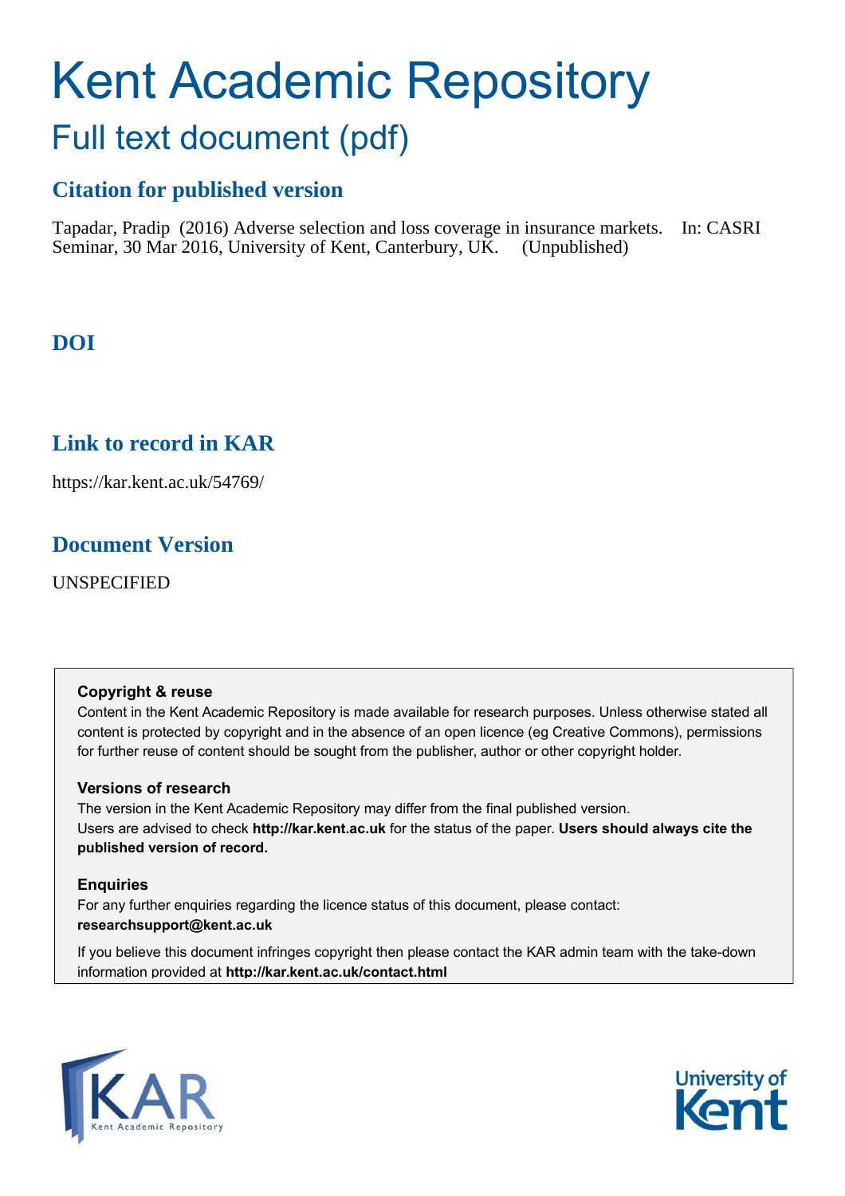# Kent Academic Repository

## Full text document (pdf)

### Citation for published version

Tapadar, Pradip (2016) Adverse selection and loss coverage in insurance markets. In: CASRI Seminar, 30 Mar 2016, University of Kent, Canterbury, UK. (Unpublished)

### DOI

### Link to record in KAR

https://kar.kent.ac.uk/54769/

### Document Version

UNSPECIFIED

**Copyright & reuse**

Content in the Kent Academic Repository is made available for research purposes. Unless otherwise stated all content is protected by copyright and in the absence of an open licence (eg Creative Commons), permissions for further reuse of content should be sought from the publisher, author or other copyright holder.

**Versions of research**

The version in the Kent Academic Repository may differ from the final published version.
Users are advised to check **http://kar.kent.ac.uk** for the status of the paper. **Users should always cite the published version of record.**

**Enquiries**

For any further enquiries regarding the licence status of this document, please contact:
**researchsupport@kent.ac.uk**

If you believe this document infringes copyright then please contact the KAR admin team with the take-down information provided at **http://kar.kent.ac.uk/contact.html**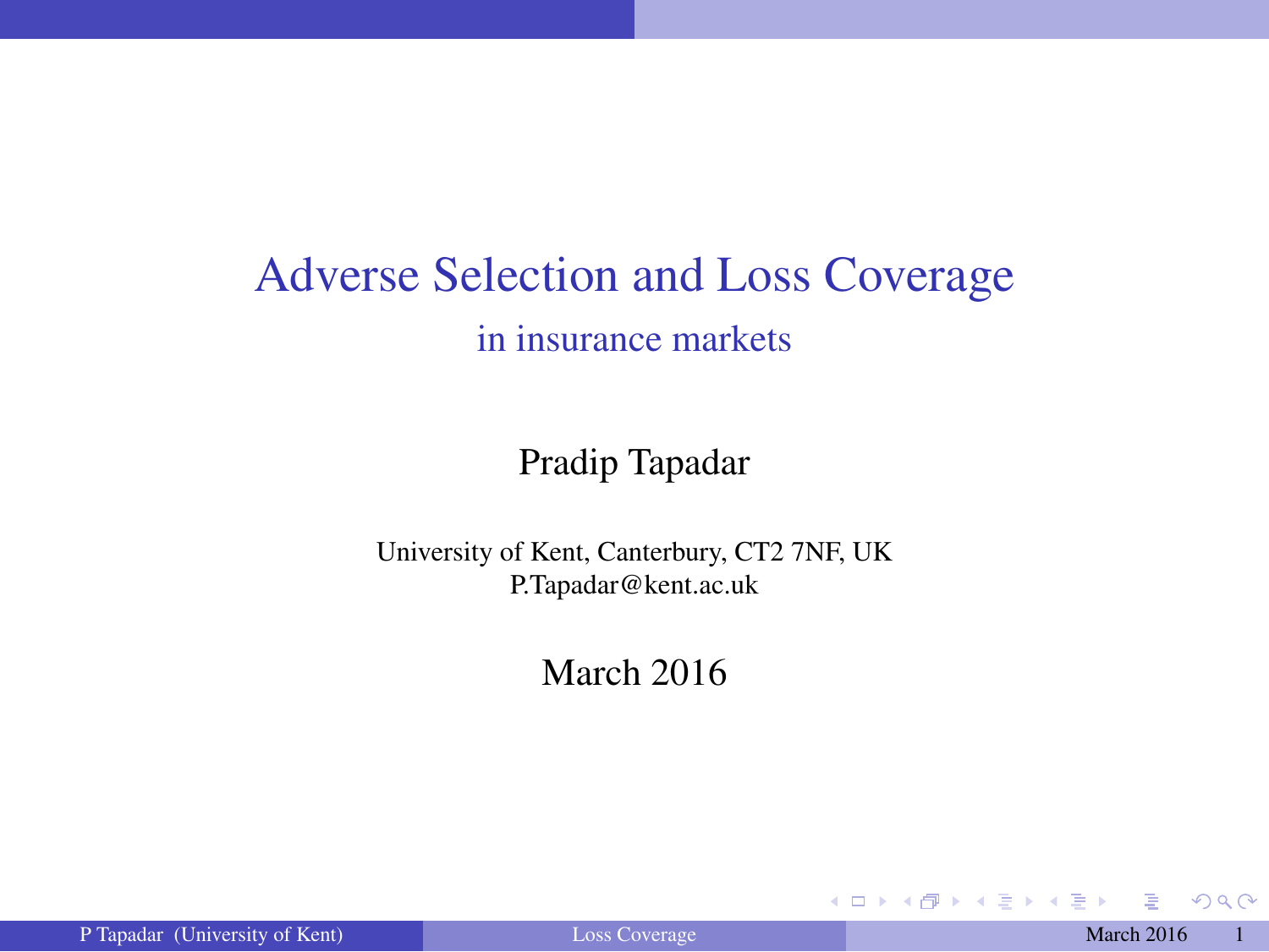# Adverse Selection and Loss Coverage

## in insurance markets

Pradip Tapadar

University of Kent, Canterbury, CT2 7NF, UK
P.Tapadar@kent.ac.uk

March 2016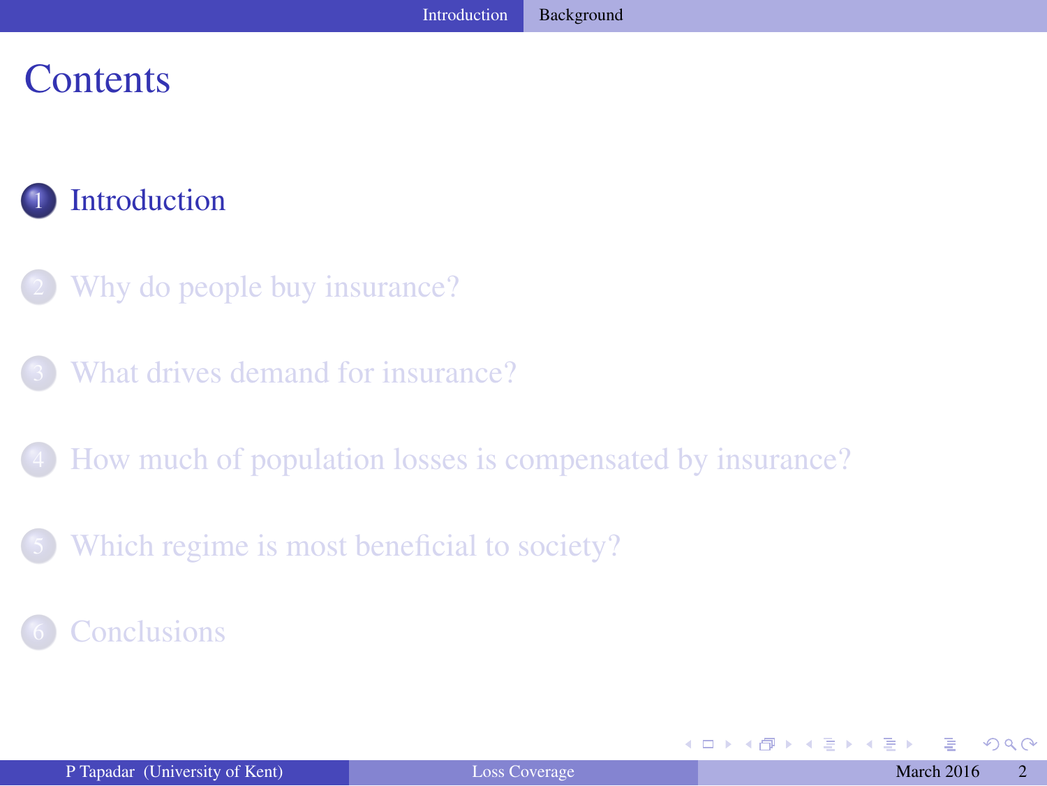# Contents

1. Introduction
2. Why do people buy insurance?
3. What drives demand for insurance?
4. How much of population losses is compensated by insurance?
5. Which regime is most beneficial to society?
6. Conclusions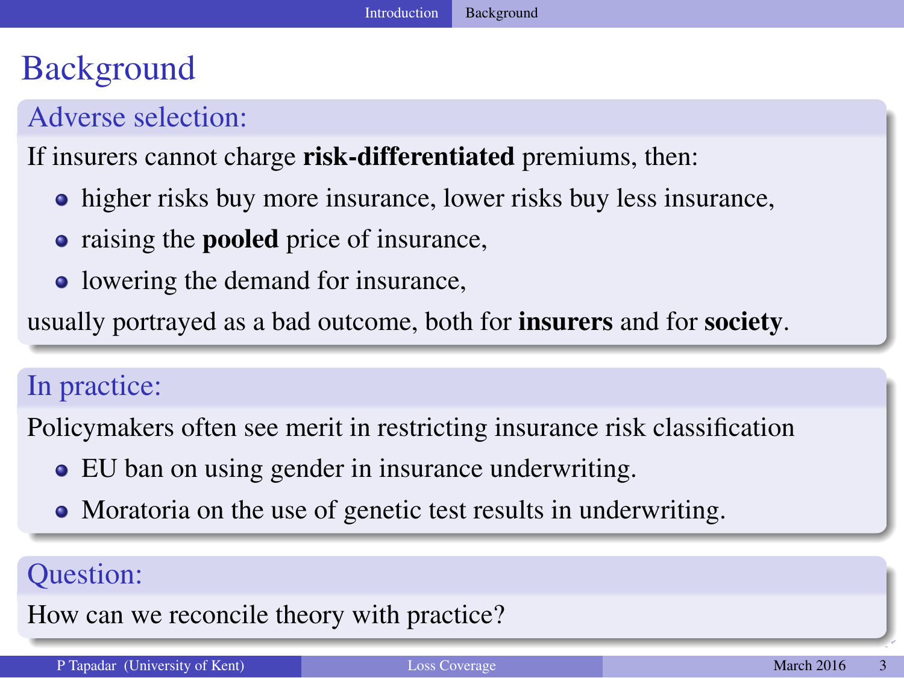# Background

## Adverse selection:

If insurers cannot charge **risk-differentiated** premiums, then:

- higher risks buy more insurance, lower risks buy less insurance,
- raising the **pooled** price of insurance,
- lowering the demand for insurance,

usually portrayed as a bad outcome, both for **insurers** and for **society**.

## In practice:

Policymakers often see merit in restricting insurance risk classification

- EU ban on using gender in insurance underwriting.
- Moratoria on the use of genetic test results in underwriting.

## Question:

How can we reconcile theory with practice?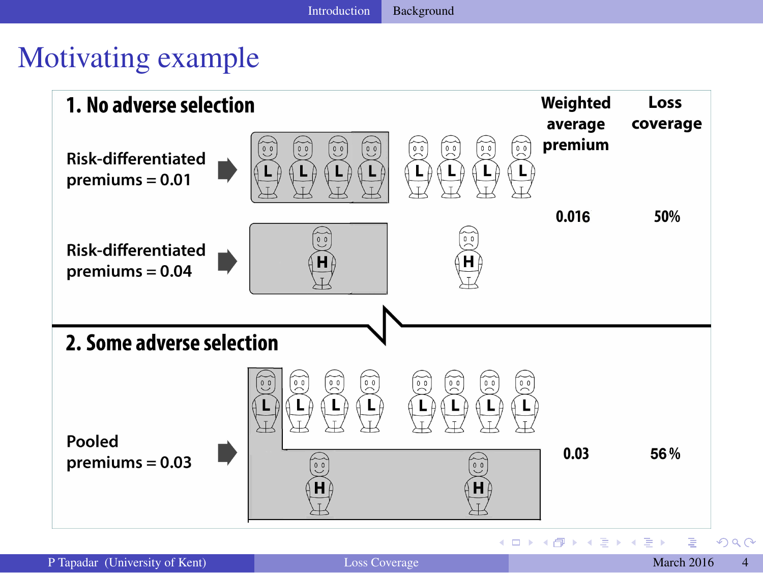# Motivating example

## 1. No adverse selection

| | Weighted average premium | Loss coverage |
|---|---|---|
| Risk-differentiated premiums = 0.01 → L L L L (insured) L L L L (uninsured) | | |
| Risk-differentiated premiums = 0.04 → H (insured) H (uninsured) | 0.016 | 50% |

## 2. Some adverse selection

| | Weighted average premium | Loss coverage |
|---|---|---|
| Pooled premiums = 0.03 → L (insured) L L L L L L L (uninsured); H H (insured) | 0.03 | 56 % |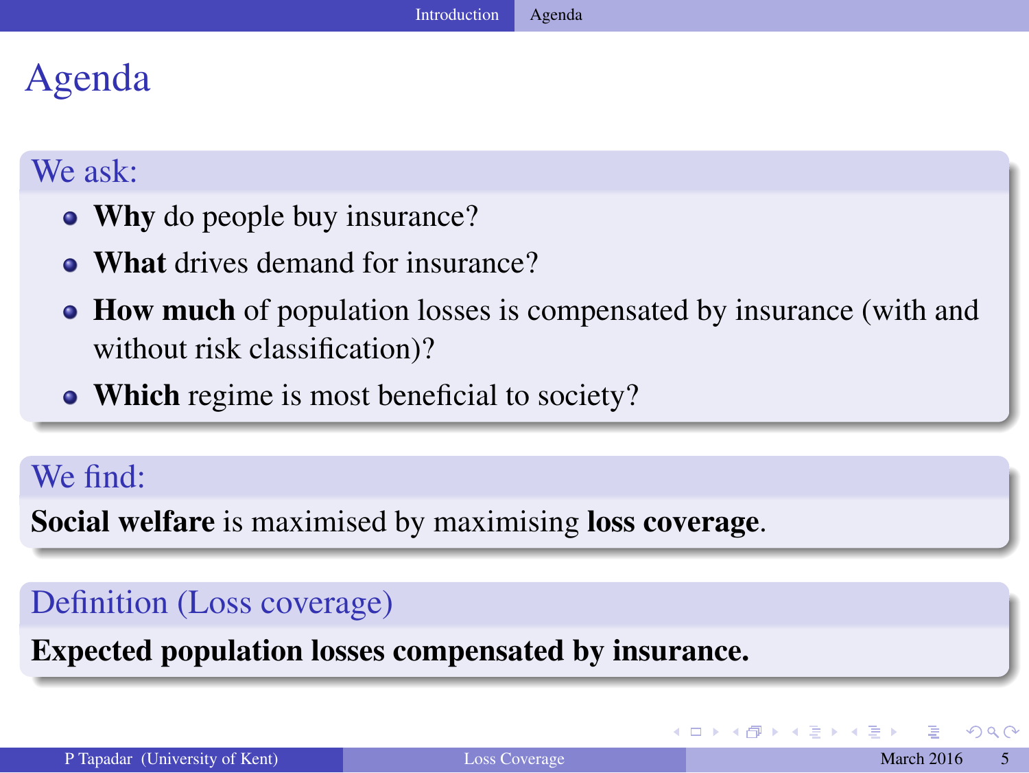# Agenda

**We ask:**

- **Why** do people buy insurance?
- **What** drives demand for insurance?
- **How much** of population losses is compensated by insurance (with and without risk classification)?
- **Which** regime is most beneficial to society?

**We find:**

**Social welfare** is maximised by maximising **loss coverage**.

**Definition (Loss coverage)**

**Expected population losses compensated by insurance.**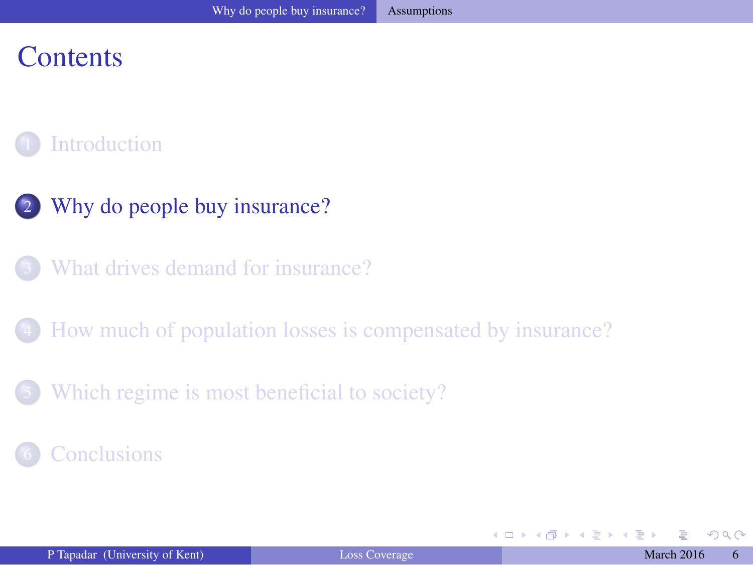# Contents

1. Introduction
2. Why do people buy insurance?
3. What drives demand for insurance?
4. How much of population losses is compensated by insurance?
5. Which regime is most beneficial to society?
6. Conclusions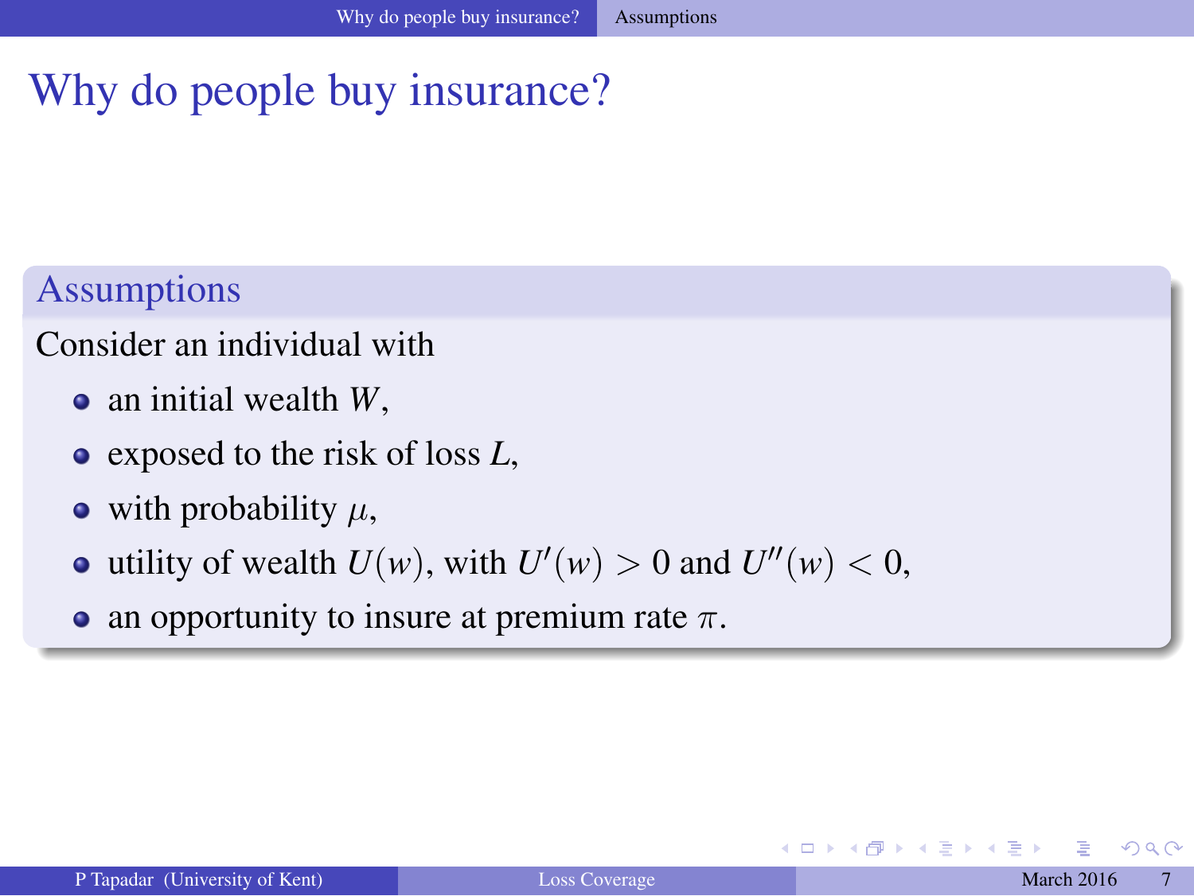# Why do people buy insurance?

## Assumptions

Consider an individual with

- an initial wealth $W$,
- exposed to the risk of loss $L$,
- with probability $\mu$,
- utility of wealth $U(w)$, with $U'(w) > 0$ and $U''(w) < 0$,
- an opportunity to insure at premium rate $\pi$.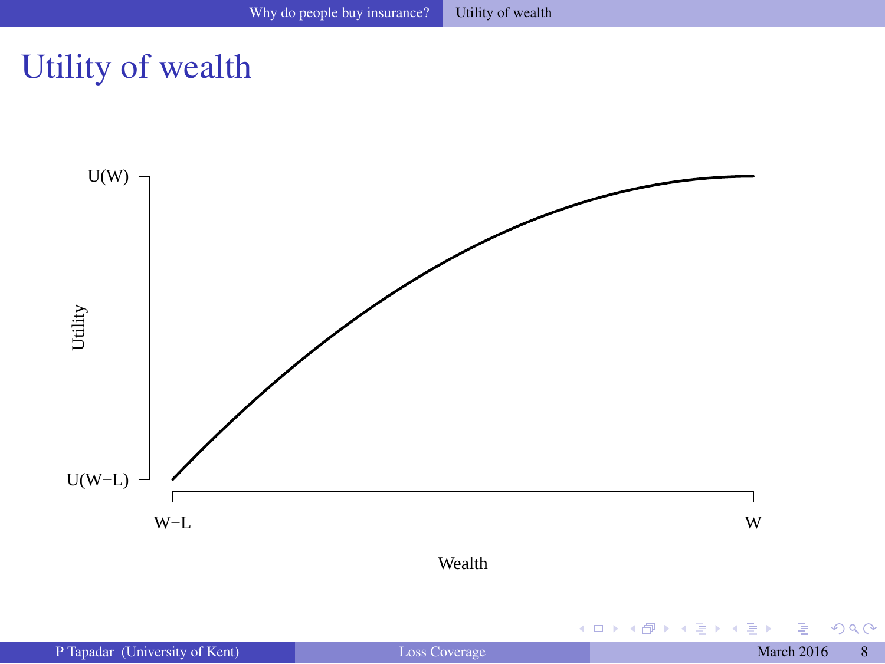# Utility of wealth

U(W)

Utility

U(W−L)

W−L

W

Wealth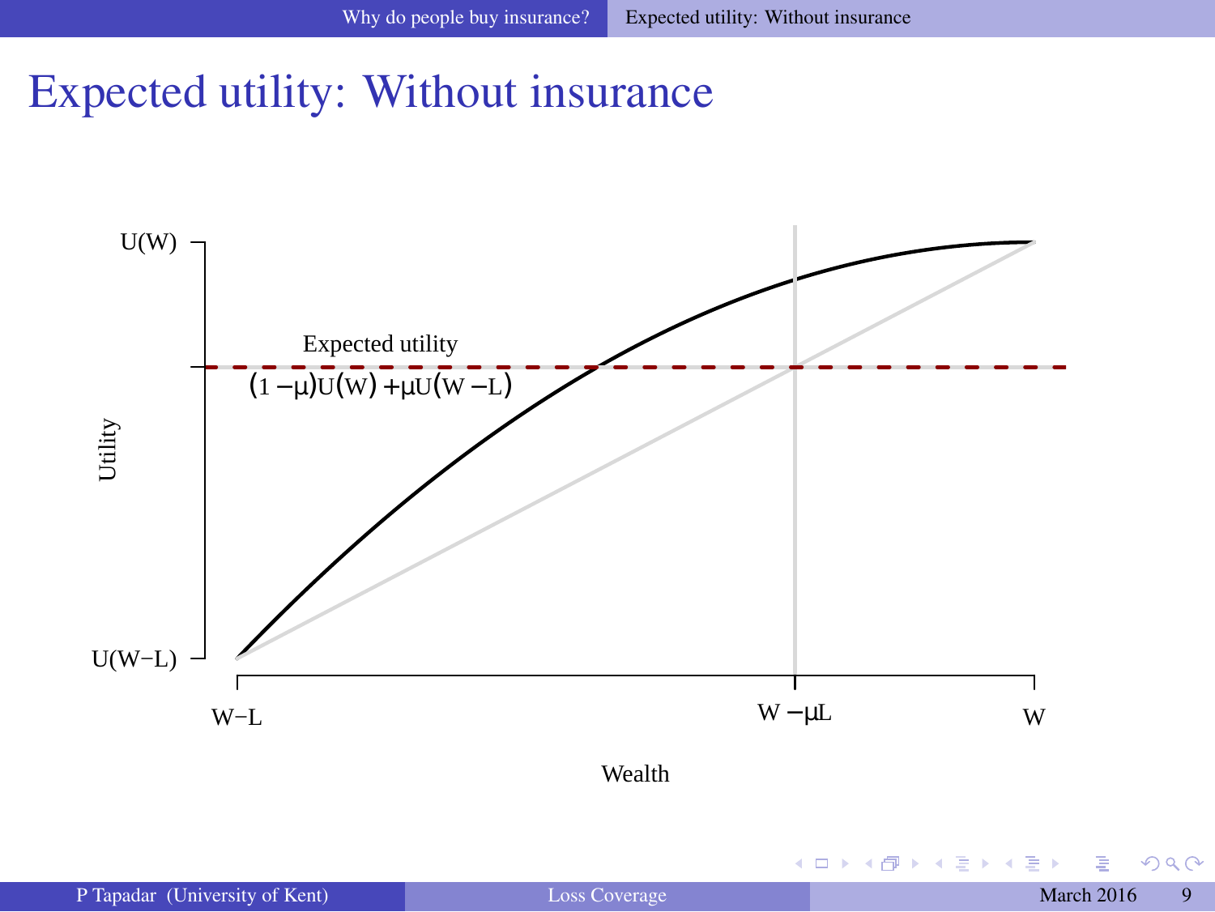# Expected utility: Without insurance

U(W)

Expected utility

$(1-\mu)U(W) + \mu U(W-L)$

Utility

U(W−L)

W−L

$W-\mu L$

W

Wealth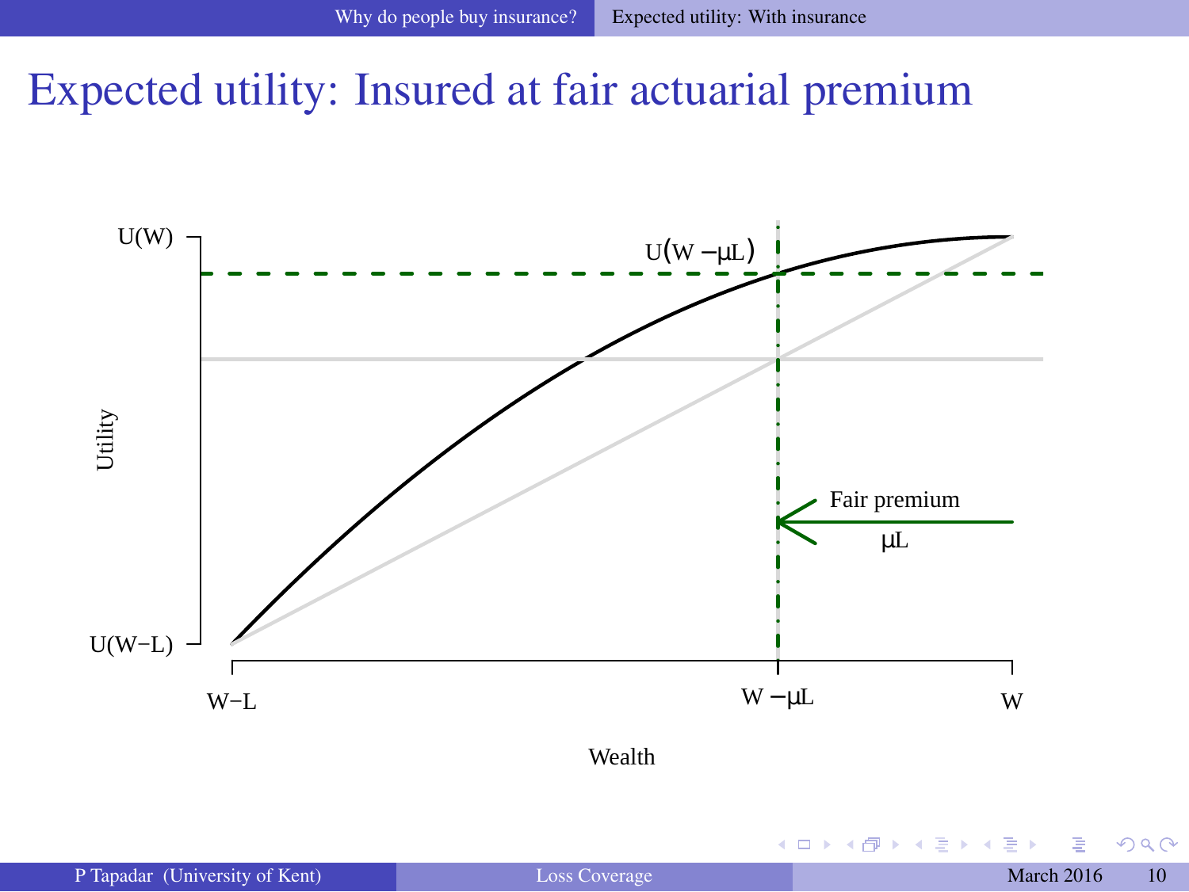# Expected utility: Insured at fair actuarial premium

$U(W)$

$U(W - \mu L)$

Utility

Fair premium

$\mu L$

$U(W-L)$

$W-L$ $\quad W - \mu L$ $\quad W$

Wealth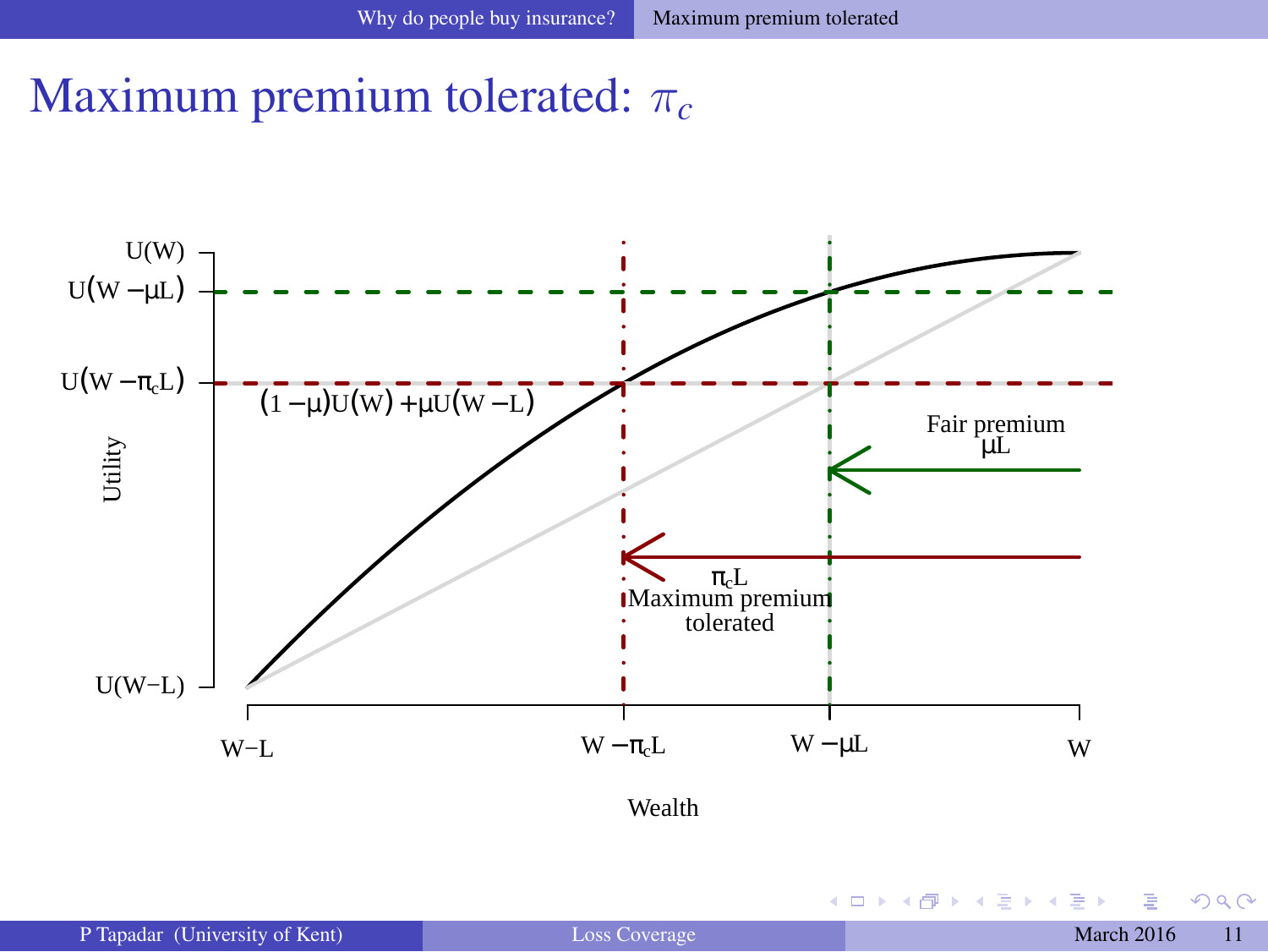# Maximum premium tolerated: $\pi_c$

$U(W)$

$U(W - \mu L)$

$U(W - \pi_c L)$

$(1 - \mu)U(W) + \mu U(W - L)$

Utility

Fair premium
$\mu L$

$\pi_c L$
Maximum premium
tolerated

$U(W-L)$

$W-L$ &nbsp;&nbsp; $W - \pi_c L$ &nbsp;&nbsp; $W - \mu L$ &nbsp;&nbsp; $W$

Wealth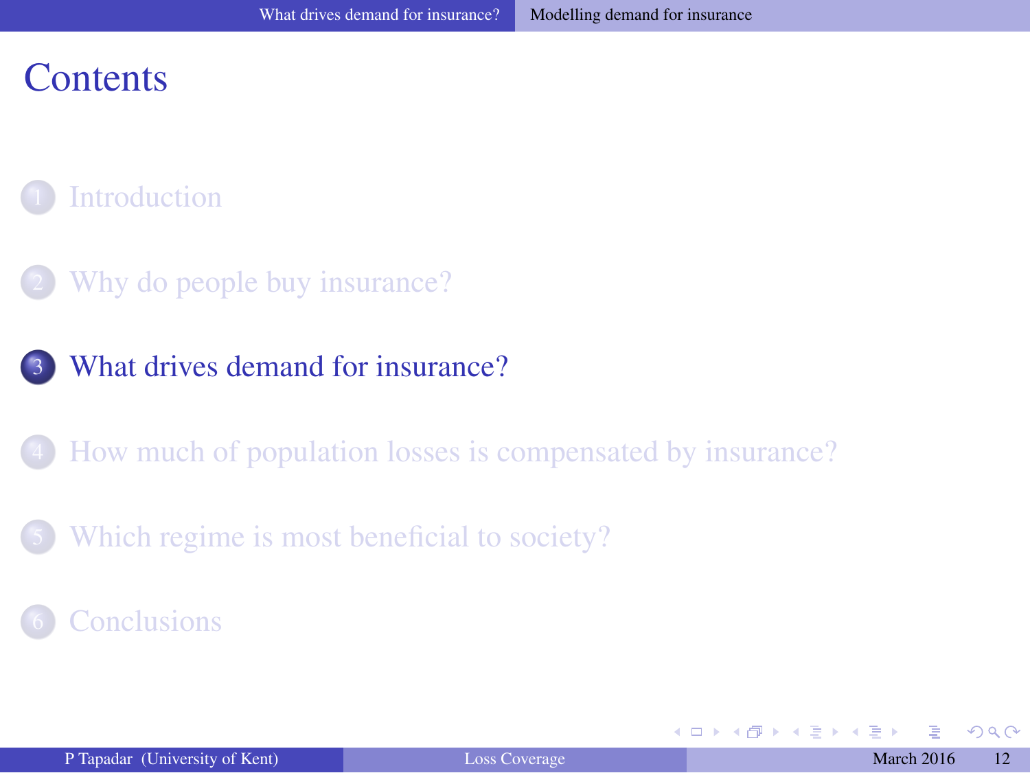# Contents

1. Introduction
2. Why do people buy insurance?
3. What drives demand for insurance?
4. How much of population losses is compensated by insurance?
5. Which regime is most beneficial to society?
6. Conclusions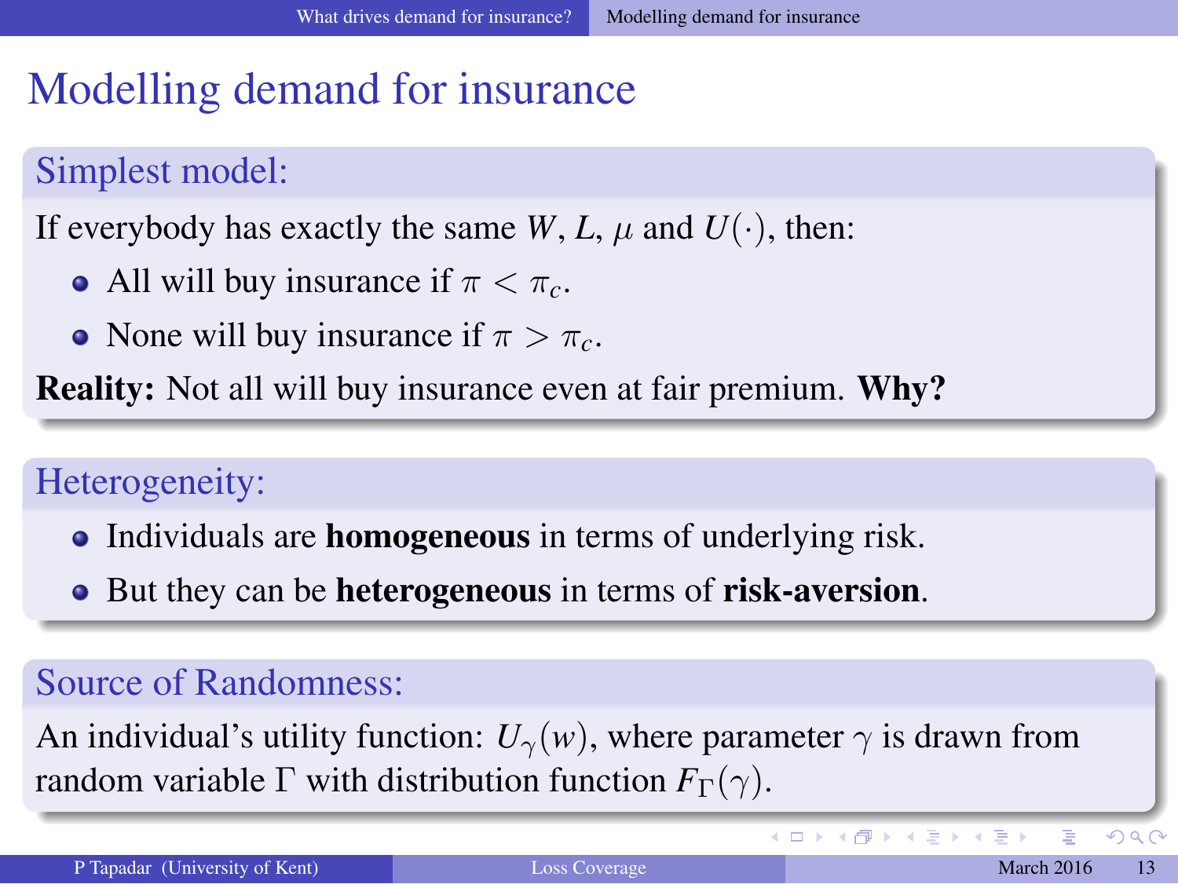# Modelling demand for insurance

## Simplest model:

If everybody has exactly the same $W$, $L$, $\mu$ and $U(\cdot)$, then:

- All will buy insurance if $\pi < \pi_c$.
- None will buy insurance if $\pi > \pi_c$.

**Reality:** Not all will buy insurance even at fair premium. **Why?**

## Heterogeneity:

- Individuals are **homogeneous** in terms of underlying risk.
- But they can be **heterogeneous** in terms of **risk-aversion**.

## Source of Randomness:

An individual's utility function: $U_\gamma(w)$, where parameter $\gamma$ is drawn from random variable $\Gamma$ with distribution function $F_\Gamma(\gamma)$.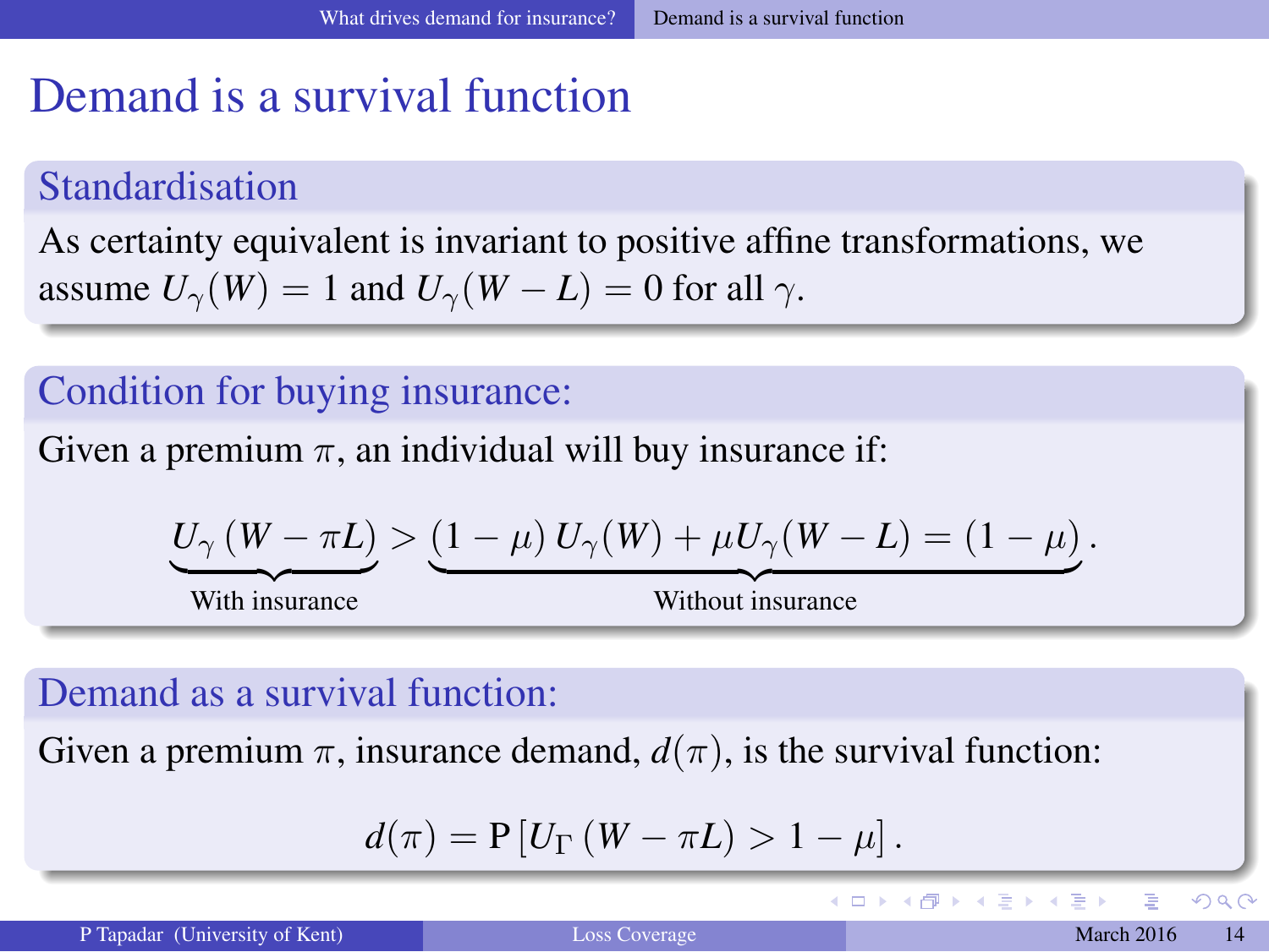# Demand is a survival function

### Standardisation

As certainty equivalent is invariant to positive affine transformations, we assume $U_\gamma(W) = 1$ and $U_\gamma(W - L) = 0$ for all $\gamma$.

### Condition for buying insurance:

Given a premium $\pi$, an individual will buy insurance if:

$$\underbrace{U_\gamma\left(W - \pi L\right)}_{\text{With insurance}} > \underbrace{\left(1 - \mu\right) U_\gamma(W) + \mu U_\gamma(W - L) = \left(1 - \mu\right)}_{\text{Without insurance}}.$$

### Demand as a survival function:

Given a premium $\pi$, insurance demand, $d(\pi)$, is the survival function:

$$d(\pi) = \mathrm{P}\left[U_\Gamma\left(W - \pi L\right) > 1 - \mu\right].$$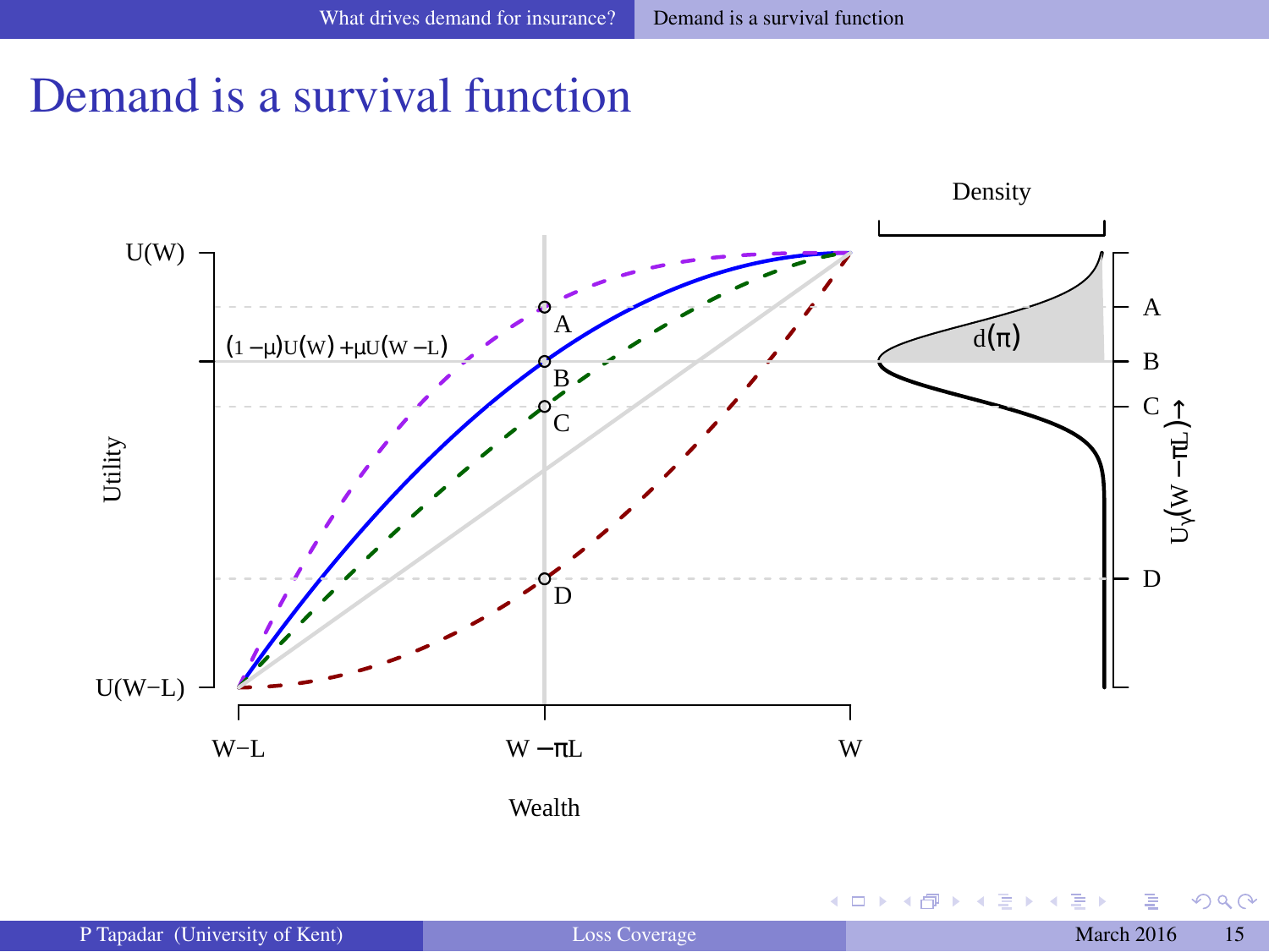# Demand is a survival function

Density

$U(W)$

$(1-\mu)U(W)+\mu U(W-L)$

$U(W-L)$

Utility

A

B

C

D

$d(\pi)$

$U_\gamma(W-\pi L)\rightarrow$

$W-L$ $\quad W-\pi L \quad$ $W$

Wealth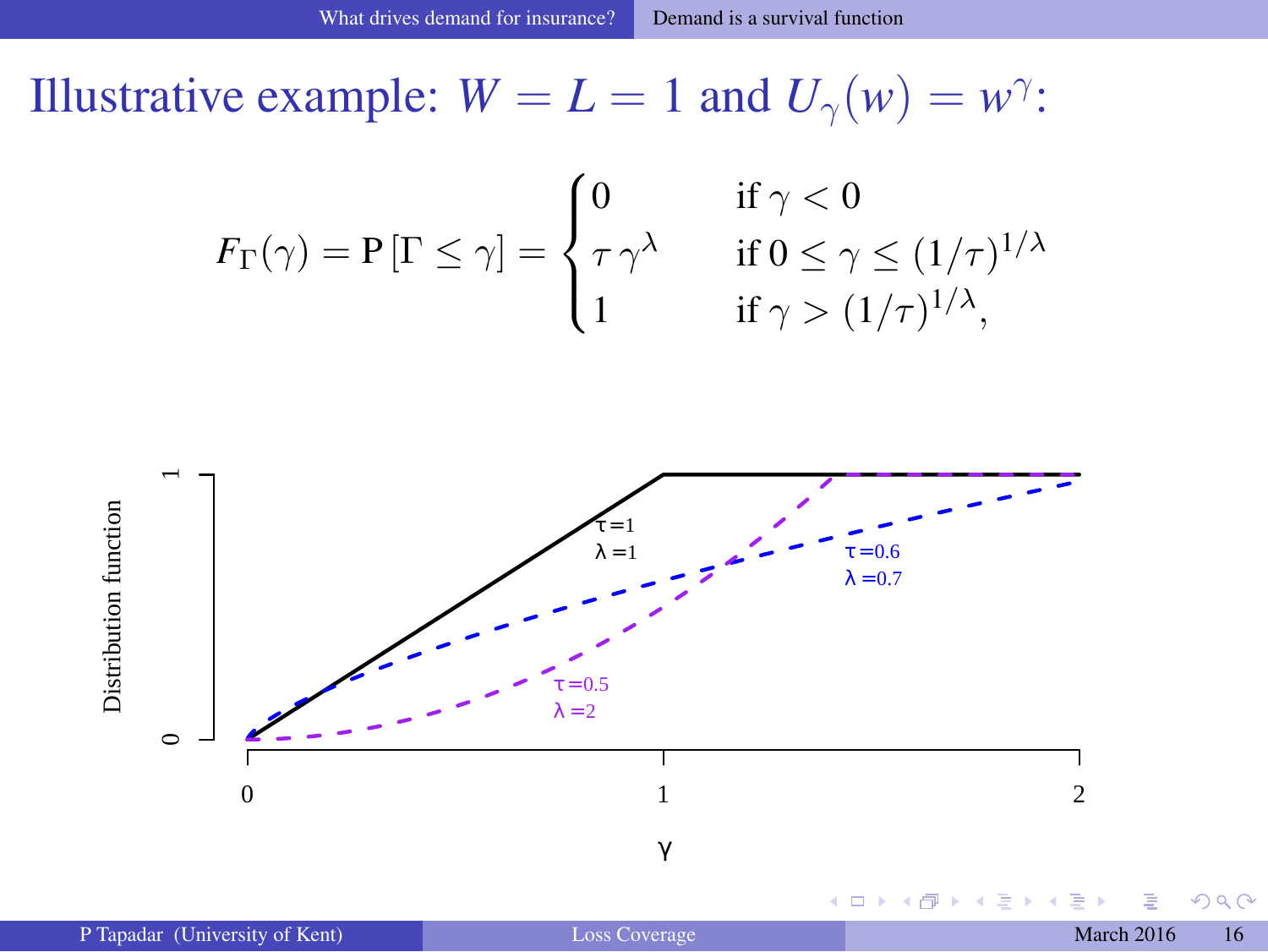# Illustrative example: $W = L = 1$ and $U_\gamma(w) = w^\gamma$:

$$F_\Gamma(\gamma) = \mathrm{P}[\Gamma \leq \gamma] = \begin{cases} 0 & \text{if } \gamma < 0 \\ \tau\,\gamma^\lambda & \text{if } 0 \leq \gamma \leq (1/\tau)^{1/\lambda} \\ 1 & \text{if } \gamma > (1/\tau)^{1/\lambda}, \end{cases}$$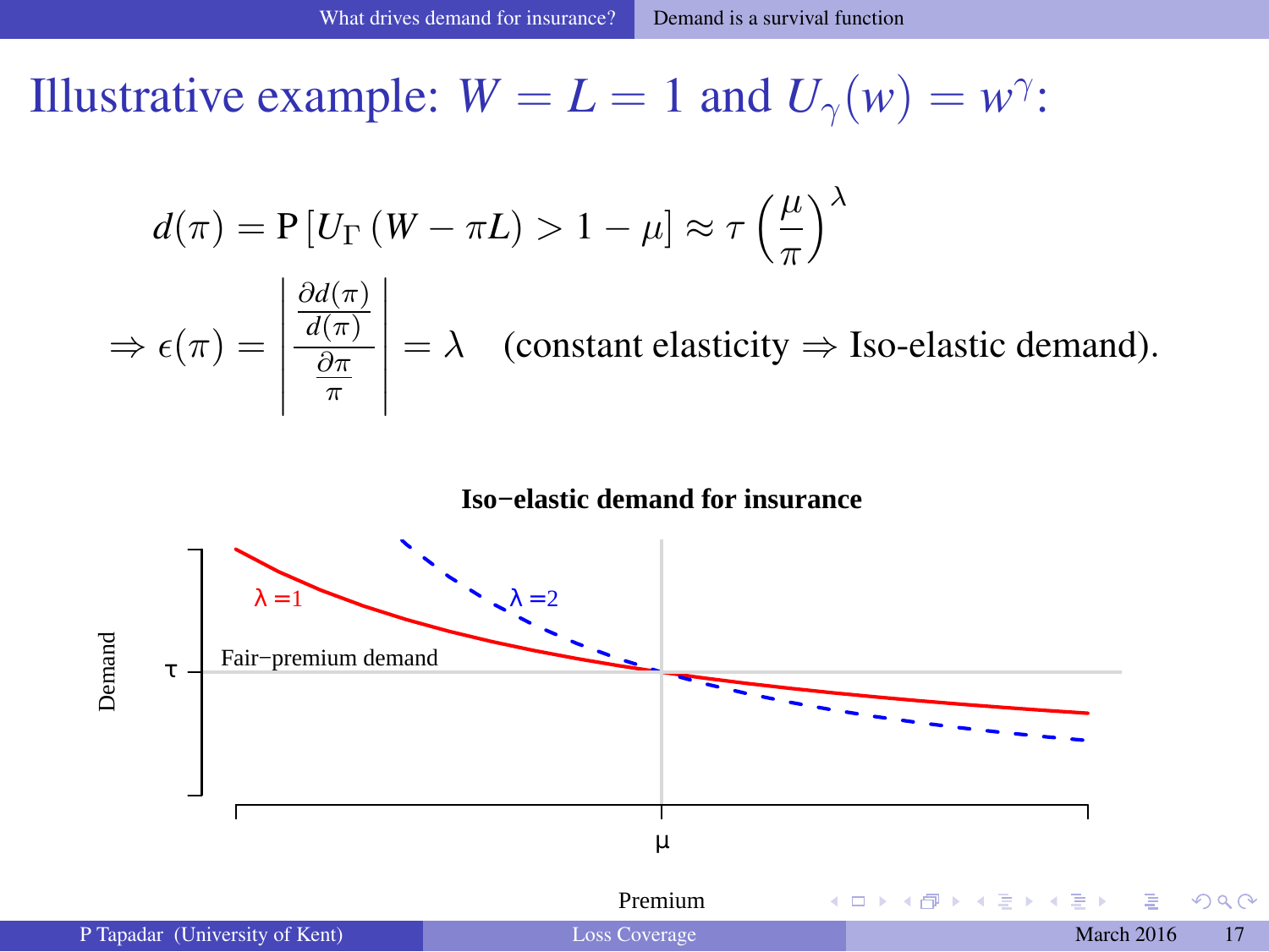# Illustrative example: $W = L = 1$ and $U_\gamma(w) = w^\gamma$:

$$d(\pi) = \mathrm{P}\left[U_\Gamma\left(W - \pi L\right) > 1 - \mu\right] \approx \tau\left(\frac{\mu}{\pi}\right)^\lambda$$

$$\Rightarrow \epsilon(\pi) = \left|\frac{\frac{\partial d(\pi)}{d(\pi)}}{\frac{\partial \pi}{\pi}}\right| = \lambda \quad \text{(constant elasticity} \Rightarrow \text{Iso-elastic demand).}$$

**Iso−elastic demand for insurance**

Demand

τ

Fair−premium demand

λ =1

λ =2

μ

Premium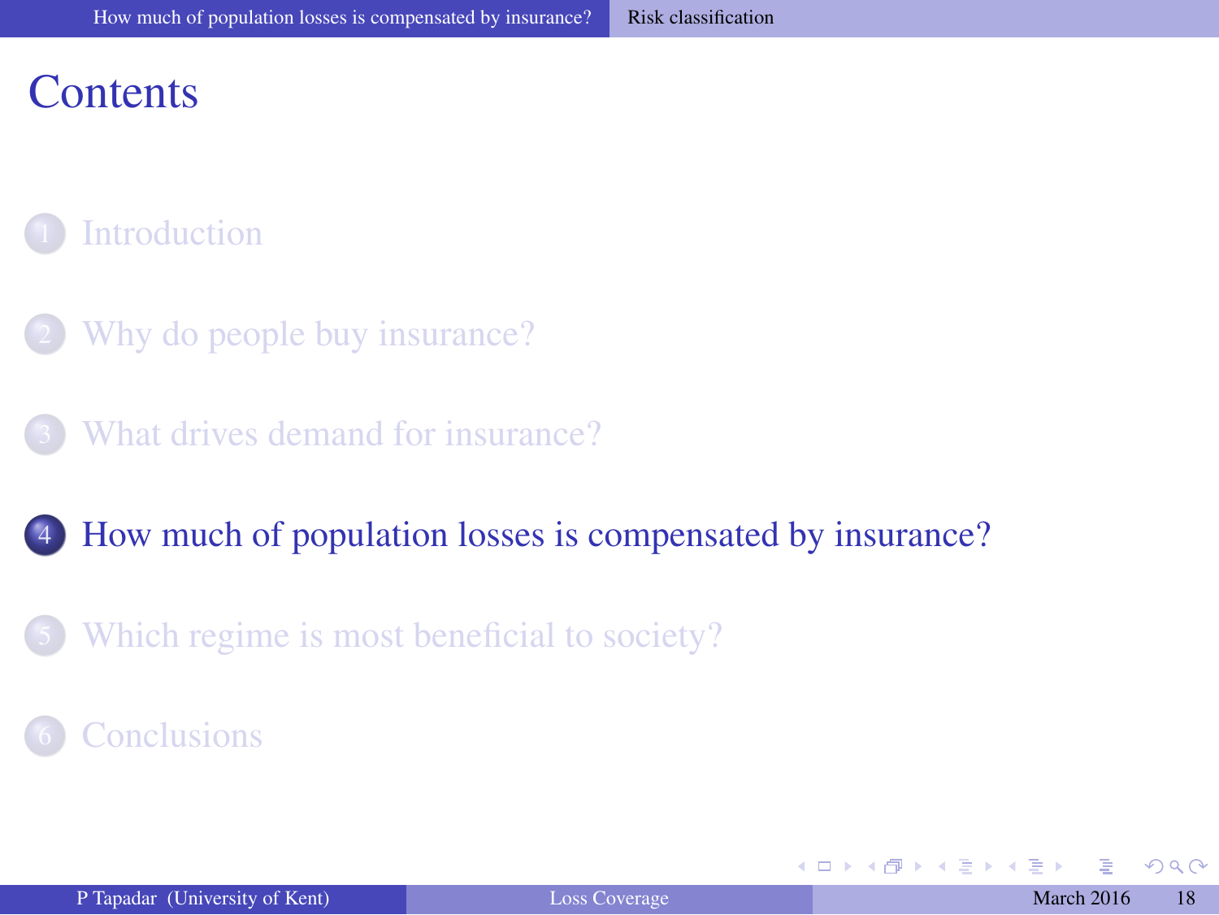# Contents

1. Introduction
2. Why do people buy insurance?
3. What drives demand for insurance?
4. How much of population losses is compensated by insurance?
5. Which regime is most beneficial to society?
6. Conclusions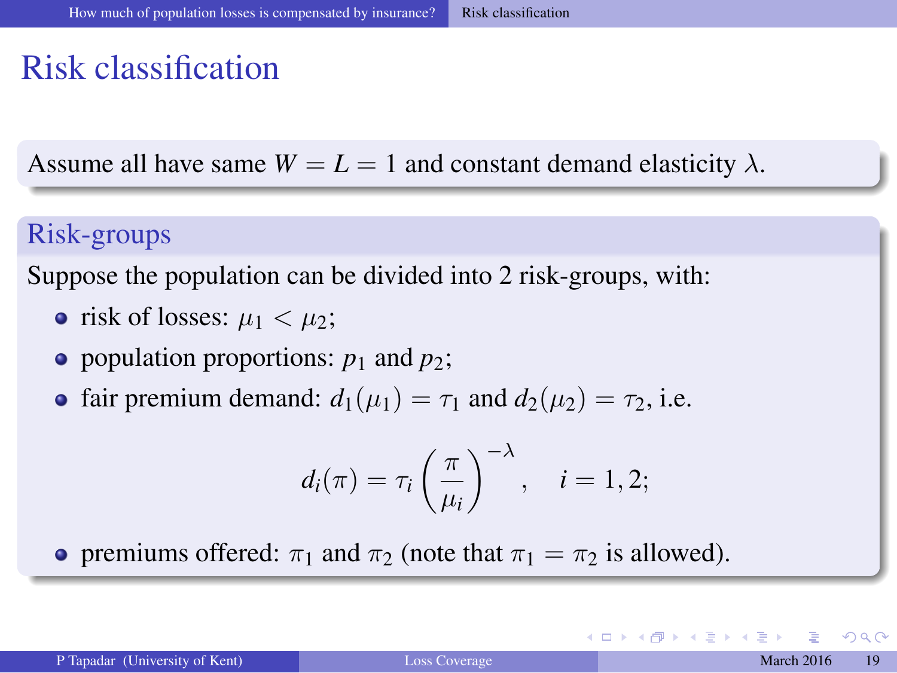# Risk classification

Assume all have same $W = L = 1$ and constant demand elasticity $\lambda$.

## Risk-groups

Suppose the population can be divided into 2 risk-groups, with:

- risk of losses: $\mu_1 < \mu_2$;
- population proportions: $p_1$ and $p_2$;
- fair premium demand: $d_1(\mu_1) = \tau_1$ and $d_2(\mu_2) = \tau_2$, i.e.

$$d_i(\pi) = \tau_i \left(\frac{\pi}{\mu_i}\right)^{-\lambda}, \quad i = 1, 2;$$

- premiums offered: $\pi_1$ and $\pi_2$ (note that $\pi_1 = \pi_2$ is allowed).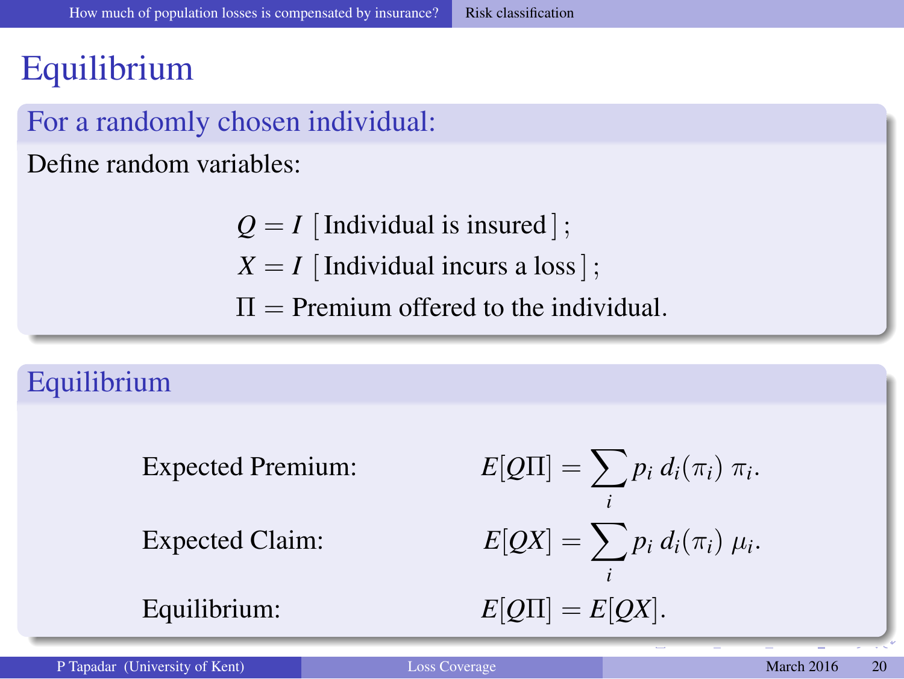# Equilibrium

## For a randomly chosen individual:

Define random variables:

$$Q = I\,[\,\text{Individual is insured}\,]\,;$$
$$X = I\,[\,\text{Individual incurs a loss}\,]\,;$$
$$\Pi = \text{Premium offered to the individual.}$$

## Equilibrium

Expected Premium: $$E[Q\Pi] = \sum_i p_i\, d_i(\pi_i)\, \pi_i.$$

Expected Claim: $$E[QX] = \sum_i p_i\, d_i(\pi_i)\, \mu_i.$$

Equilibrium: $$E[Q\Pi] = E[QX].$$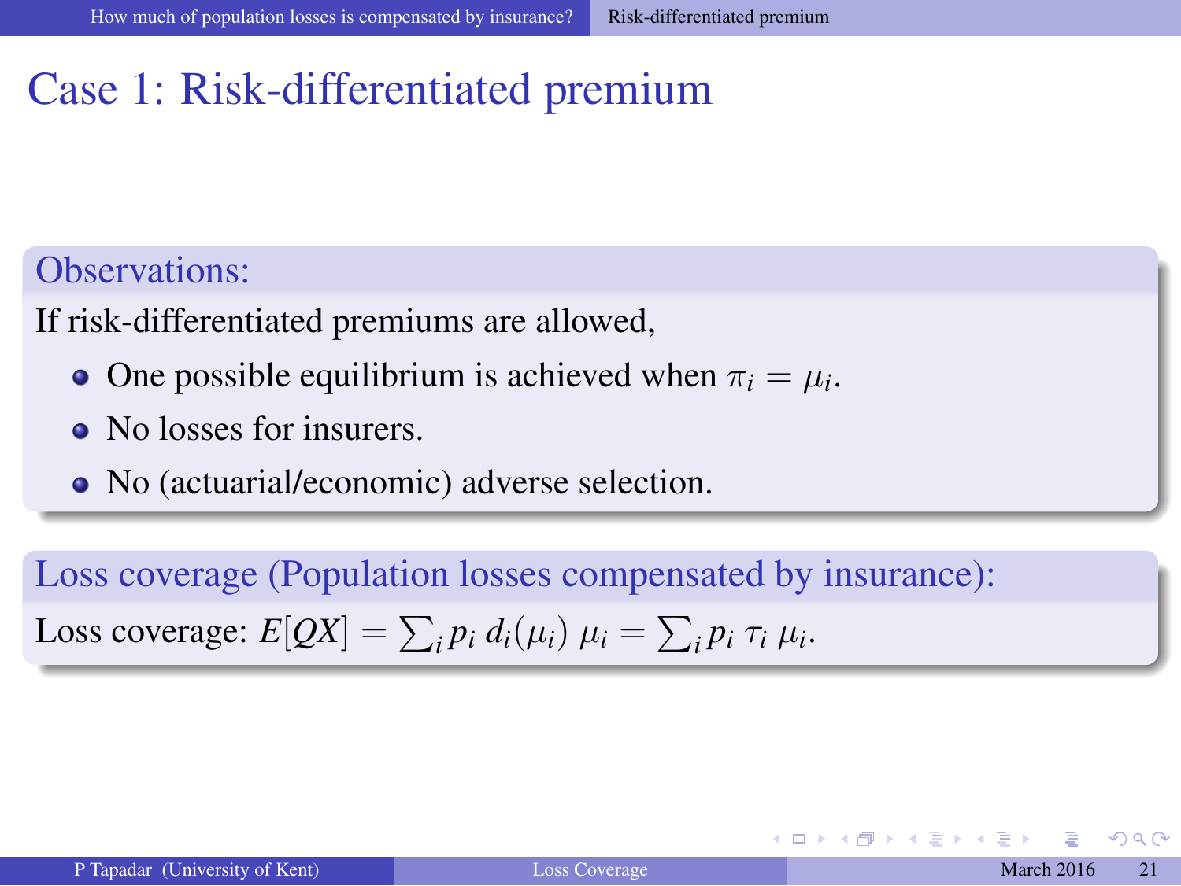# Case 1: Risk-differentiated premium

### Observations:

If risk-differentiated premiums are allowed,

- One possible equilibrium is achieved when $\pi_i = \mu_i$.
- No losses for insurers.
- No (actuarial/economic) adverse selection.

### Loss coverage (Population losses compensated by insurance):

Loss coverage: $E[QX] = \sum_i p_i \, d_i(\mu_i) \, \mu_i = \sum_i p_i \, \tau_i \, \mu_i$.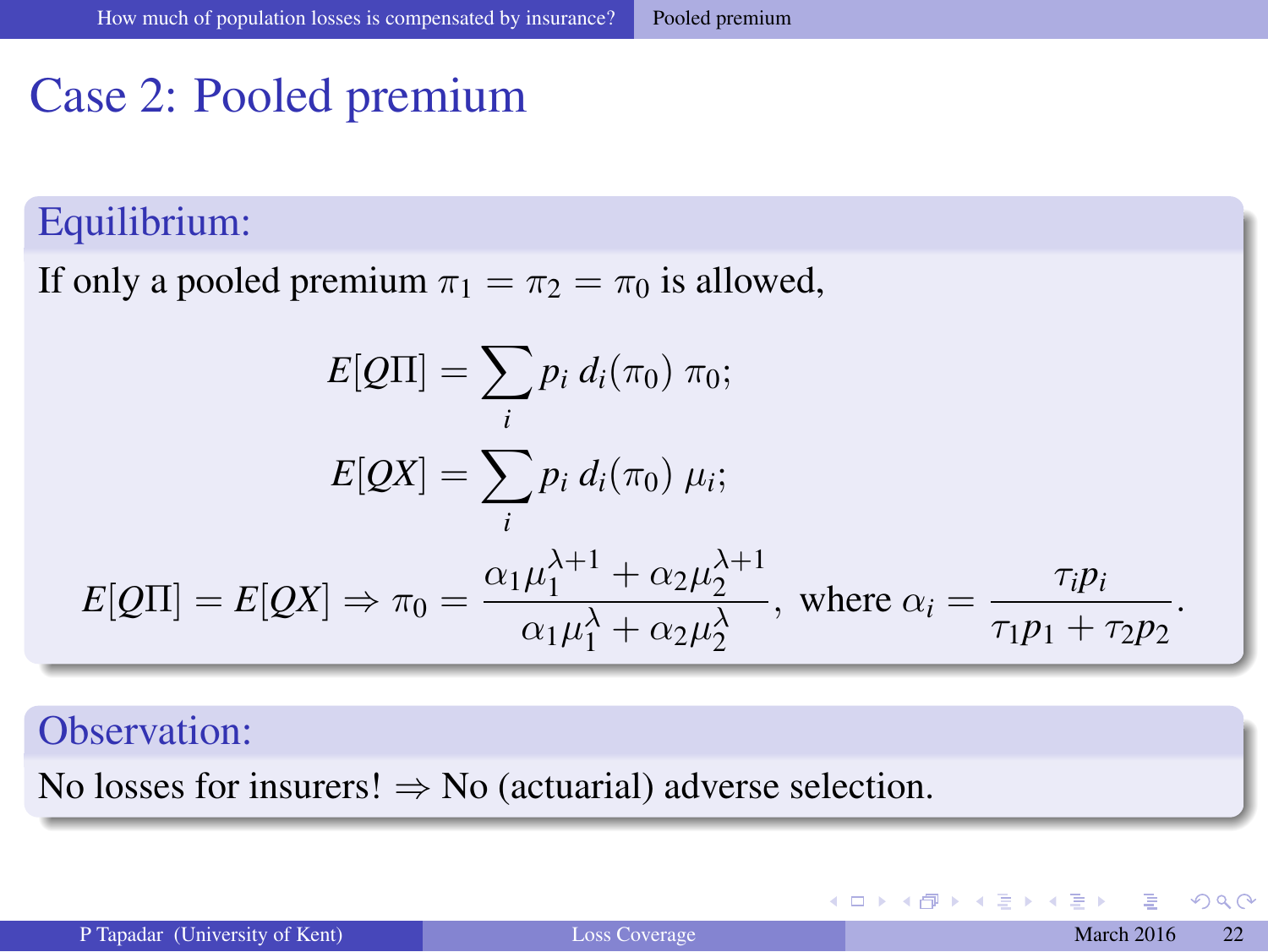# Case 2: Pooled premium

## Equilibrium:

If only a pooled premium $\pi_1 = \pi_2 = \pi_0$ is allowed,

$$E[Q\Pi] = \sum_i p_i \, d_i(\pi_0) \, \pi_0;$$

$$E[QX] = \sum_i p_i \, d_i(\pi_0) \, \mu_i;$$

$$E[Q\Pi] = E[QX] \Rightarrow \pi_0 = \frac{\alpha_1 \mu_1^{\lambda+1} + \alpha_2 \mu_2^{\lambda+1}}{\alpha_1 \mu_1^{\lambda} + \alpha_2 \mu_2^{\lambda}}, \text{ where } \alpha_i = \frac{\tau_i p_i}{\tau_1 p_1 + \tau_2 p_2}.$$

## Observation:

No losses for insurers! $\Rightarrow$ No (actuarial) adverse selection.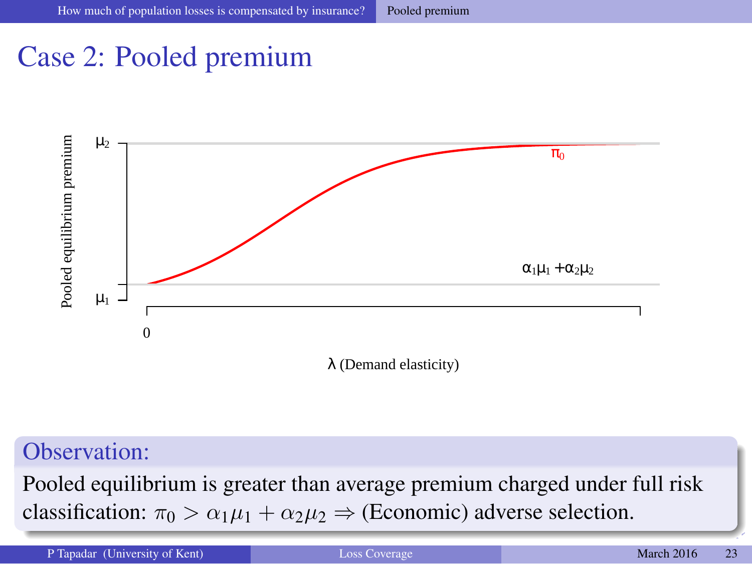# Case 2: Pooled premium

$\mu_2$

$\pi_0$

Pooled equilibrium premium

$\alpha_1\mu_1 + \alpha_2\mu_2$

$\mu_1$

0

$\lambda$ (Demand elasticity)

## Observation:

Pooled equilibrium is greater than average premium charged under full risk classification: $\pi_0 > \alpha_1\mu_1 + \alpha_2\mu_2 \Rightarrow$ (Economic) adverse selection.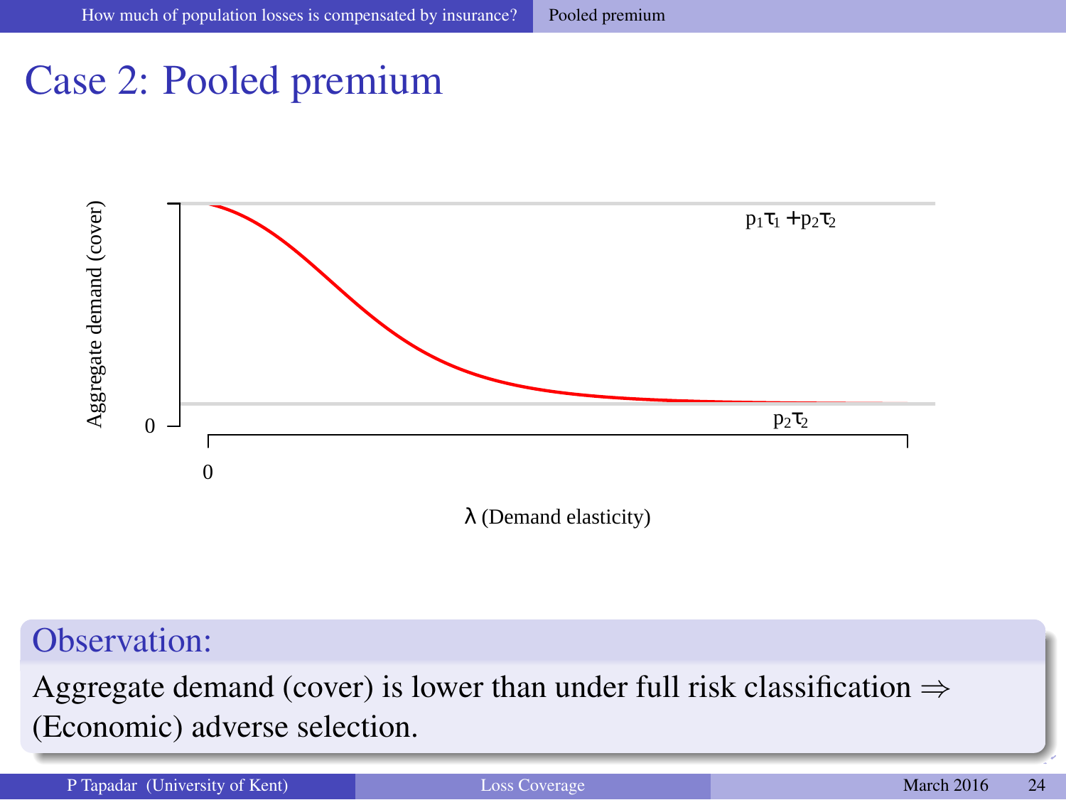# Case 2: Pooled premium

Aggregate demand (cover)

$p_1\tau_1 + p_2\tau_2$

$p_2\tau_2$

0

0

$\lambda$ (Demand elasticity)

**Observation:**

Aggregate demand (cover) is lower than under full risk classification $\Rightarrow$ (Economic) adverse selection.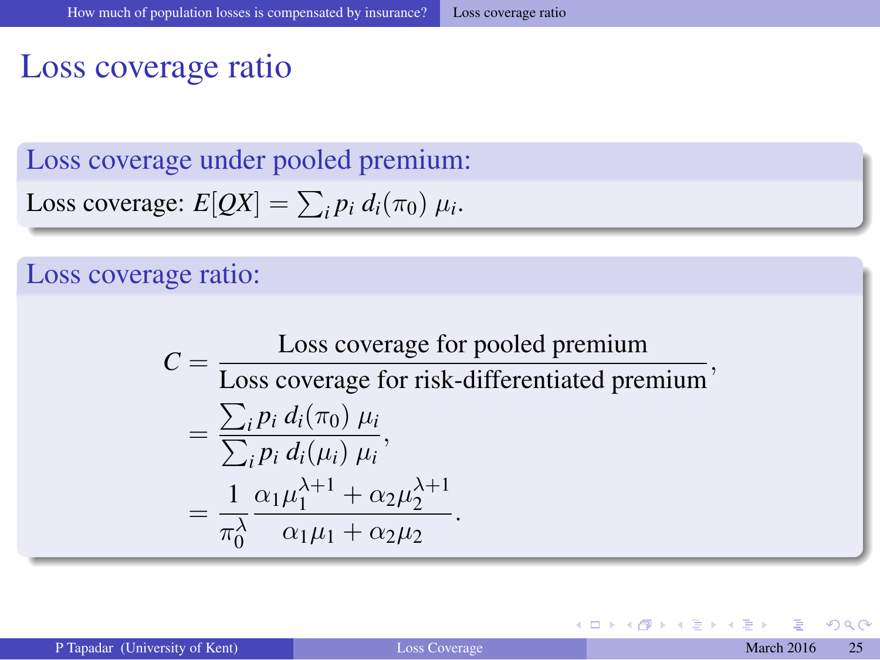# Loss coverage ratio

## Loss coverage under pooled premium:

Loss coverage: $E[QX] = \sum_i p_i \, d_i(\pi_0) \, \mu_i$.

## Loss coverage ratio:

$$
\begin{aligned}
C &= \frac{\text{Loss coverage for pooled premium}}{\text{Loss coverage for risk-differentiated premium}}, \\
&= \frac{\sum_i p_i \, d_i(\pi_0) \, \mu_i}{\sum_i p_i \, d_i(\mu_i) \, \mu_i}, \\
&= \frac{1}{\pi_0^\lambda} \frac{\alpha_1 \mu_1^{\lambda+1} + \alpha_2 \mu_2^{\lambda+1}}{\alpha_1 \mu_1 + \alpha_2 \mu_2}.
\end{aligned}
$$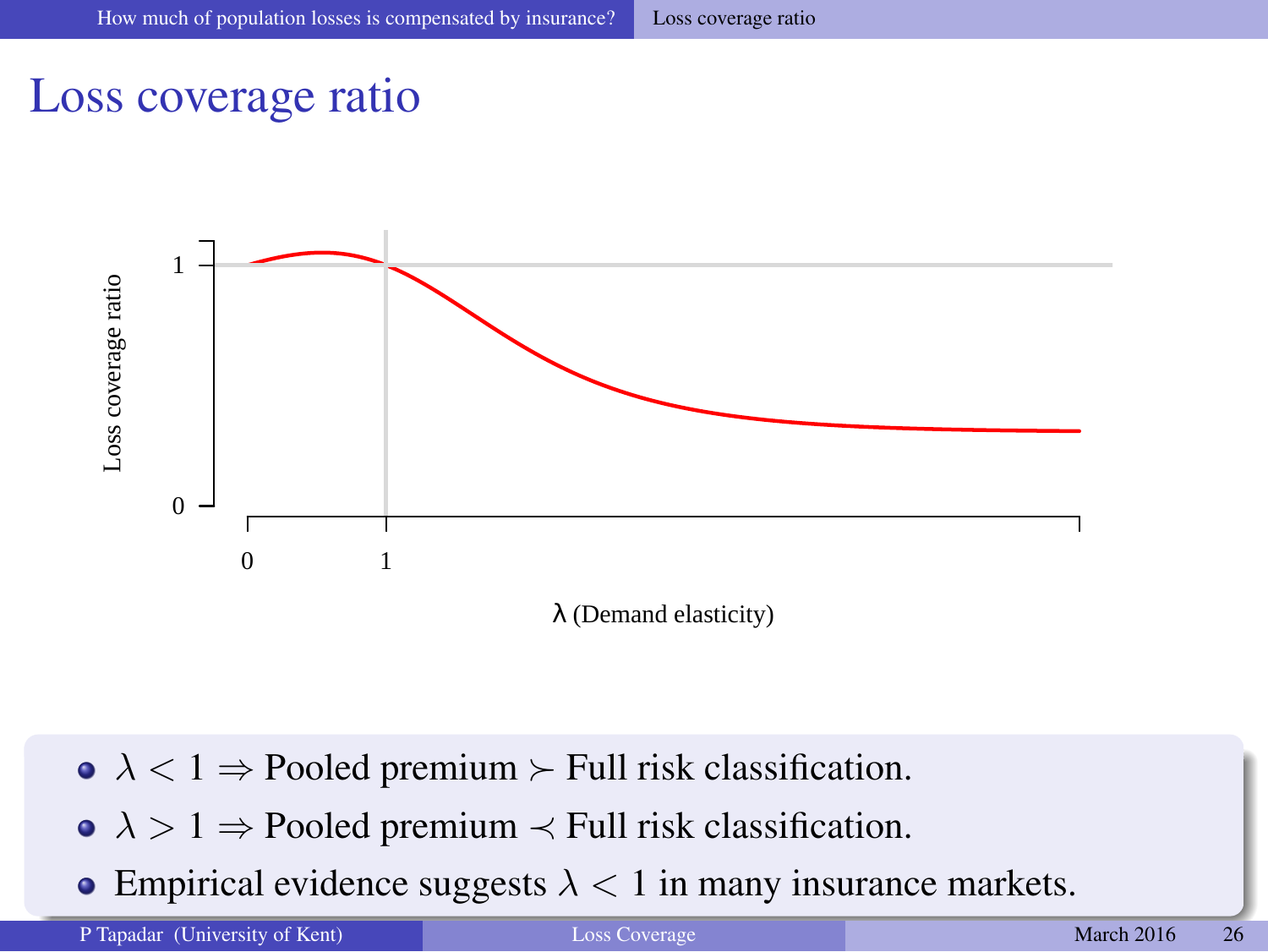# Loss coverage ratio

Loss coverage ratio

1

0

0 1

λ (Demand elasticity)

- $\lambda < 1 \Rightarrow$ Pooled premium $\succ$ Full risk classification.
- $\lambda > 1 \Rightarrow$ Pooled premium $\prec$ Full risk classification.
- Empirical evidence suggests $\lambda < 1$ in many insurance markets.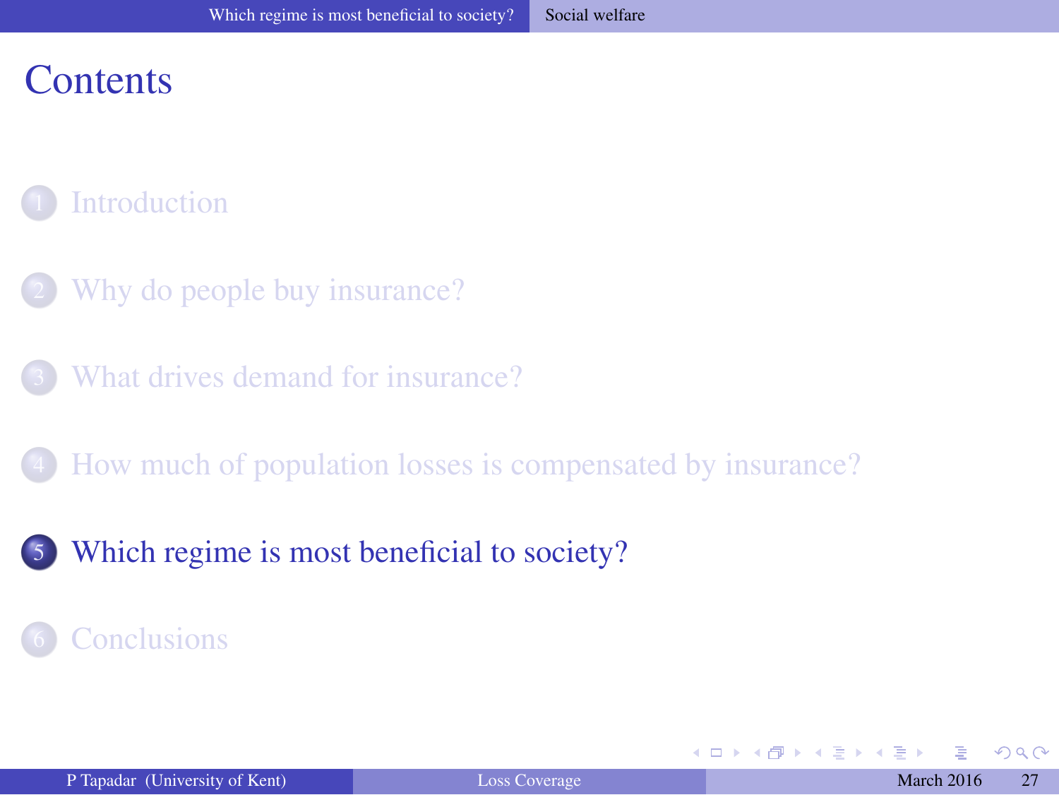# Contents

1. Introduction
2. Why do people buy insurance?
3. What drives demand for insurance?
4. How much of population losses is compensated by insurance?
5. **Which regime is most beneficial to society?**
6. Conclusions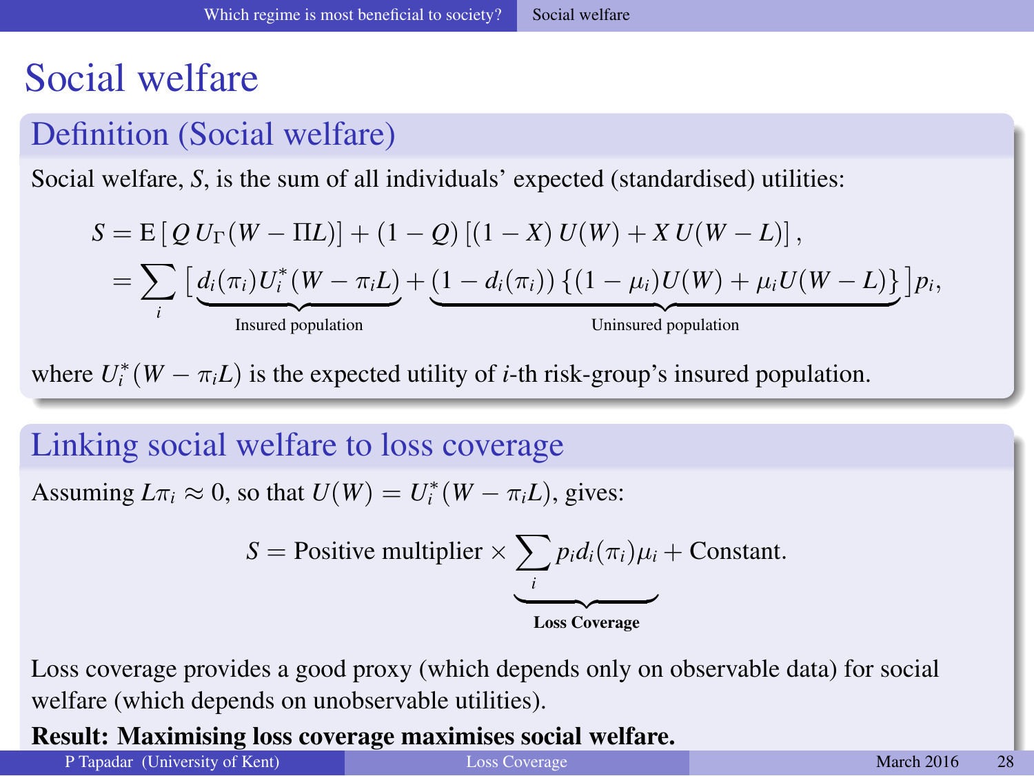# Social welfare

## Definition (Social welfare)

Social welfare, $S$, is the sum of all individuals' expected (standardised) utilities:

$$
\begin{aligned}
S &= \mathrm{E}\left[Q\, U_{\Gamma}(W - \Pi L)\right] + (1 - Q)\left[(1 - X)\, U(W) + X\, U(W - L)\right], \\
&= \sum_i \Big[\underbrace{d_i(\pi_i) U_i^*(W - \pi_i L)}_{\text{Insured population}} + \underbrace{(1 - d_i(\pi_i))\left\{(1 - \mu_i) U(W) + \mu_i U(W - L)\right\}}_{\text{Uninsured population}}\Big] p_i,
\end{aligned}
$$

where $U_i^*(W - \pi_i L)$ is the expected utility of $i$-th risk-group's insured population.

## Linking social welfare to loss coverage

Assuming $L\pi_i \approx 0$, so that $U(W) = U_i^*(W - \pi_i L)$, gives:

$$
S = \text{Positive multiplier} \times \underbrace{\sum_i p_i d_i(\pi_i) \mu_i}_{\textbf{Loss Coverage}} + \text{Constant}.
$$

Loss coverage provides a good proxy (which depends only on observable data) for social welfare (which depends on unobservable utilities).

**Result: Maximising loss coverage maximises social welfare.**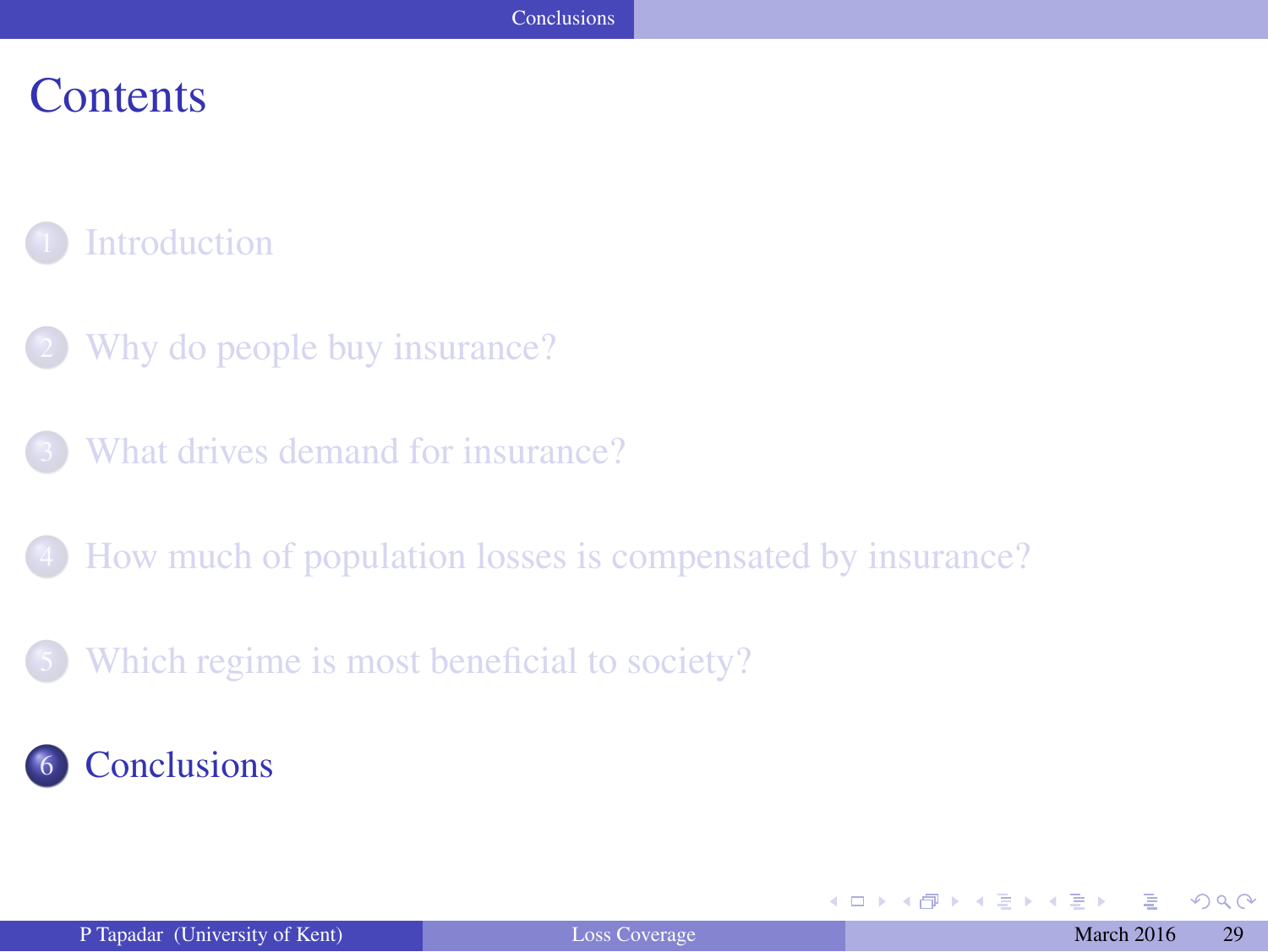# Contents

1. Introduction
2. Why do people buy insurance?
3. What drives demand for insurance?
4. How much of population losses is compensated by insurance?
5. Which regime is most beneficial to society?
6. Conclusions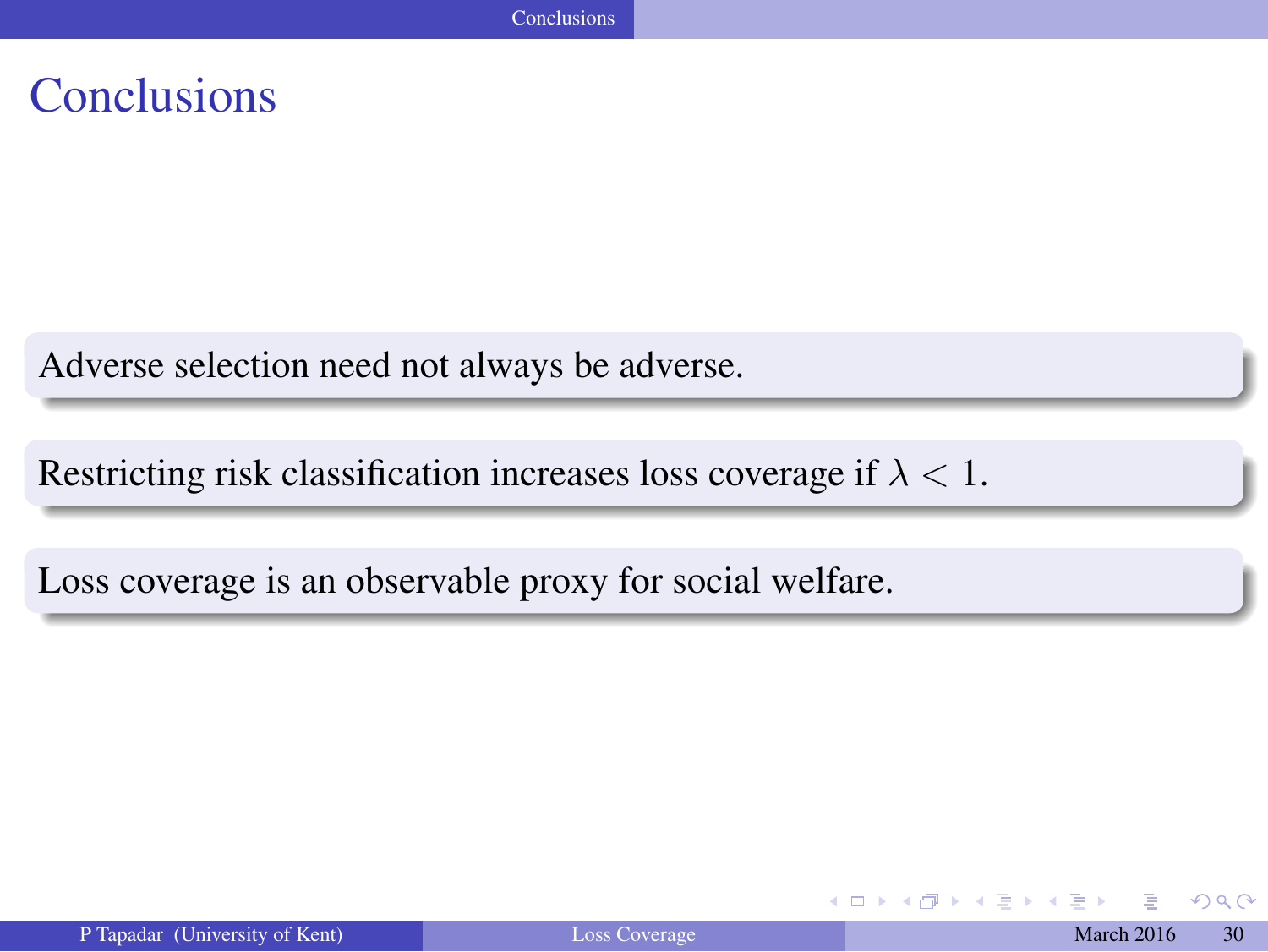# Conclusions

Adverse selection need not always be adverse.

Restricting risk classification increases loss coverage if $\lambda < 1$.

Loss coverage is an observable proxy for social welfare.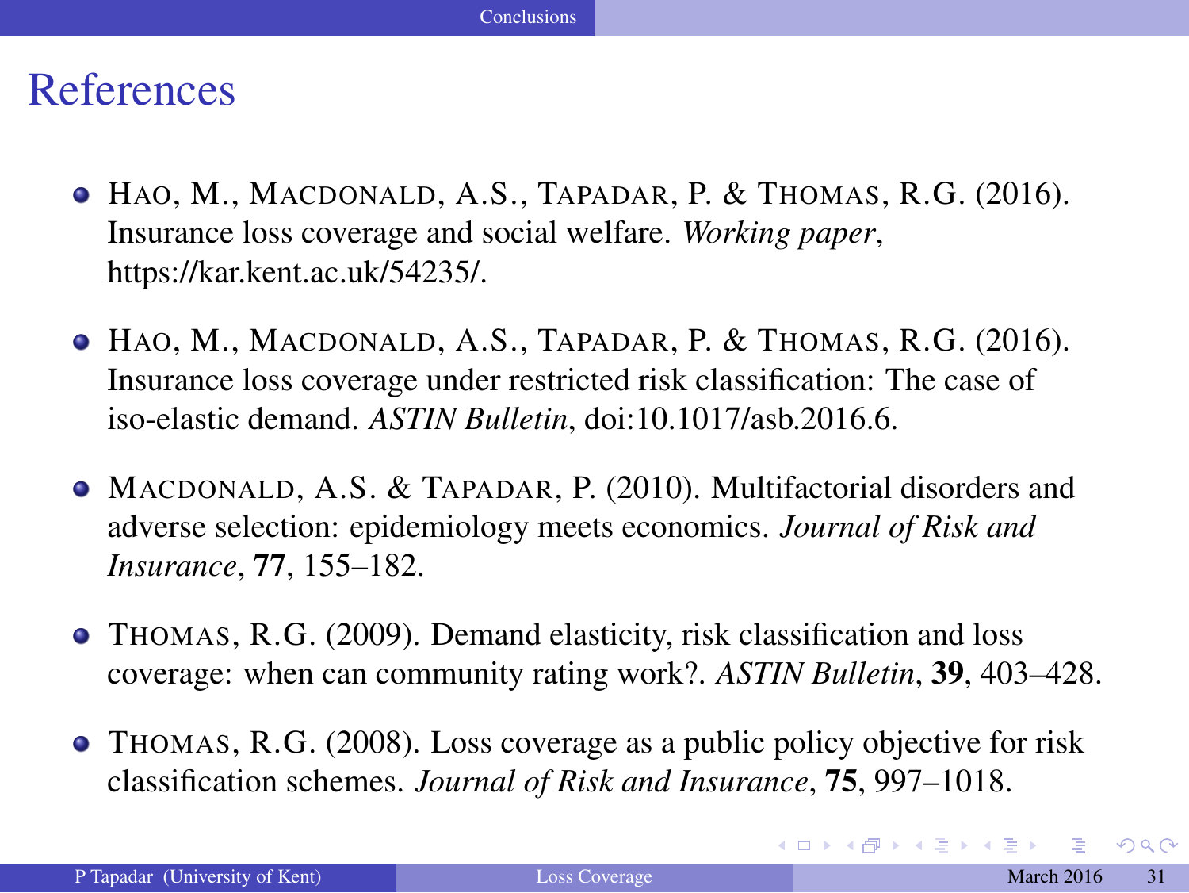# References

- Hao, M., Macdonald, A.S., Tapadar, P. & Thomas, R.G. (2016). Insurance loss coverage and social welfare. *Working paper*, https://kar.kent.ac.uk/54235/.
- Hao, M., Macdonald, A.S., Tapadar, P. & Thomas, R.G. (2016). Insurance loss coverage under restricted risk classification: The case of iso-elastic demand. *ASTIN Bulletin*, doi:10.1017/asb.2016.6.
- Macdonald, A.S. & Tapadar, P. (2010). Multifactorial disorders and adverse selection: epidemiology meets economics. *Journal of Risk and Insurance*, **77**, 155–182.
- Thomas, R.G. (2009). Demand elasticity, risk classification and loss coverage: when can community rating work?. *ASTIN Bulletin*, **39**, 403–428.
- Thomas, R.G. (2008). Loss coverage as a public policy objective for risk classification schemes. *Journal of Risk and Insurance*, **75**, 997–1018.